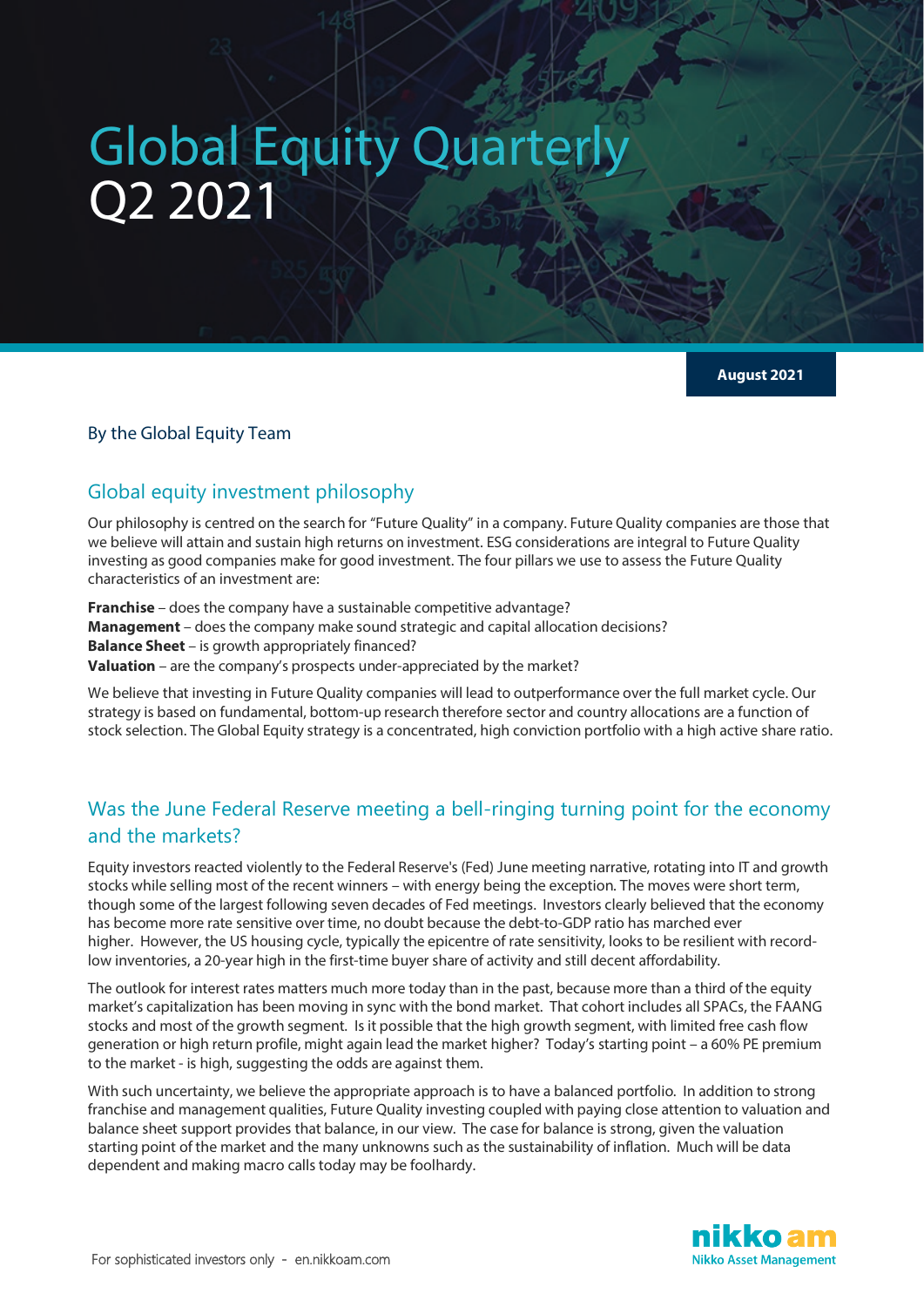# Global Equity Quarterly
# Q2 2021

**August 2021**

By the Global Equity Team

## Global equity investment philosophy

Our philosophy is centred on the search for "Future Quality" in a company. Future Quality companies are those that we believe will attain and sustain high returns on investment. ESG considerations are integral to Future Quality investing as good companies make for good investment. The four pillars we use to assess the Future Quality characteristics of an investment are:

**Franchise** – does the company have a sustainable competitive advantage?
**Management** – does the company make sound strategic and capital allocation decisions?
**Balance Sheet** – is growth appropriately financed?
**Valuation** – are the company's prospects under-appreciated by the market?

We believe that investing in Future Quality companies will lead to outperformance over the full market cycle. Our strategy is based on fundamental, bottom-up research therefore sector and country allocations are a function of stock selection. The Global Equity strategy is a concentrated, high conviction portfolio with a high active share ratio.

## Was the June Federal Reserve meeting a bell-ringing turning point for the economy and the markets?

Equity investors reacted violently to the Federal Reserve's (Fed) June meeting narrative, rotating into IT and growth stocks while selling most of the recent winners – with energy being the exception. The moves were short term, though some of the largest following seven decades of Fed meetings. Investors clearly believed that the economy has become more rate sensitive over time, no doubt because the debt-to-GDP ratio has marched ever higher. However, the US housing cycle, typically the epicentre of rate sensitivity, looks to be resilient with record-low inventories, a 20-year high in the first-time buyer share of activity and still decent affordability.

The outlook for interest rates matters much more today than in the past, because more than a third of the equity market's capitalization has been moving in sync with the bond market. That cohort includes all SPACs, the FAANG stocks and most of the growth segment. Is it possible that the high growth segment, with limited free cash flow generation or high return profile, might again lead the market higher? Today's starting point – a 60% PE premium to the market - is high, suggesting the odds are against them.

With such uncertainty, we believe the appropriate approach is to have a balanced portfolio. In addition to strong franchise and management qualities, Future Quality investing coupled with paying close attention to valuation and balance sheet support provides that balance, in our view. The case for balance is strong, given the valuation starting point of the market and the many unknowns such as the sustainability of inflation. Much will be data dependent and making macro calls today may be foolhardy.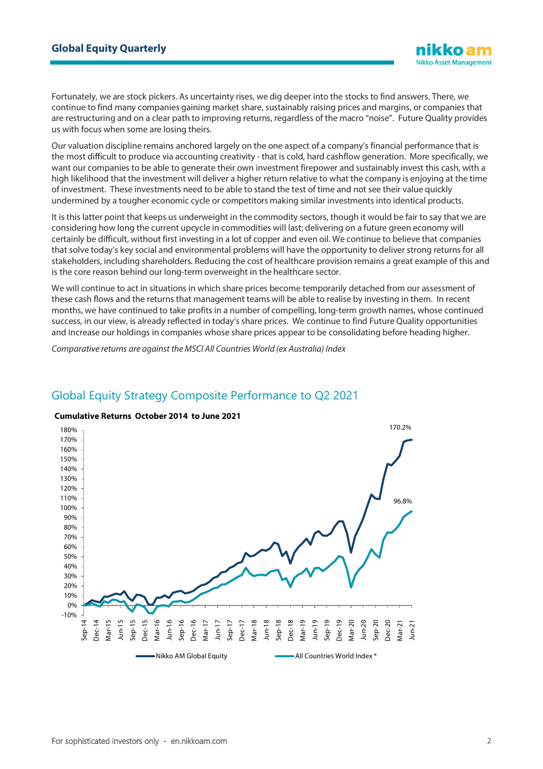Fortunately, we are stock pickers. As uncertainty rises, we dig deeper into the stocks to find answers. There, we continue to find many companies gaining market share, sustainably raising prices and margins, or companies that are restructuring and on a clear path to improving returns, regardless of the macro "noise". Future Quality provides us with focus when some are losing theirs.

Our valuation discipline remains anchored largely on the one aspect of a company's financial performance that is the most difficult to produce via accounting creativity - that is cold, hard cashflow generation. More specifically, we want our companies to be able to generate their own investment firepower and sustainably invest this cash, with a high likelihood that the investment will deliver a higher return relative to what the company is enjoying at the time of investment. These investments need to be able to stand the test of time and not see their value quickly undermined by a tougher economic cycle or competitors making similar investments into identical products.

It is this latter point that keeps us underweight in the commodity sectors, though it would be fair to say that we are considering how long the current upcycle in commodities will last; delivering on a future green economy will certainly be difficult, without first investing in a lot of copper and even oil. We continue to believe that companies that solve today's key social and environmental problems will have the opportunity to deliver strong returns for all stakeholders, including shareholders. Reducing the cost of healthcare provision remains a great example of this and is the core reason behind our long-term overweight in the healthcare sector.

We will continue to act in situations in which share prices become temporarily detached from our assessment of these cash flows and the returns that management teams will be able to realise by investing in them. In recent months, we have continued to take profits in a number of compelling, long-term growth names, whose continued success, in our view, is already reflected in today's share prices. We continue to find Future Quality opportunities and increase our holdings in companies whose share prices appear to be consolidating before heading higher.

*Comparative returns are against the MSCI All Countries World (ex Australia) Index*

## Global Equity Strategy Composite Performance to Q2 2021

**Cumulative Returns October 2014 to June 2021**

Nikko AM Global Equity: 170.2%
All Countries World Index *: 96.8%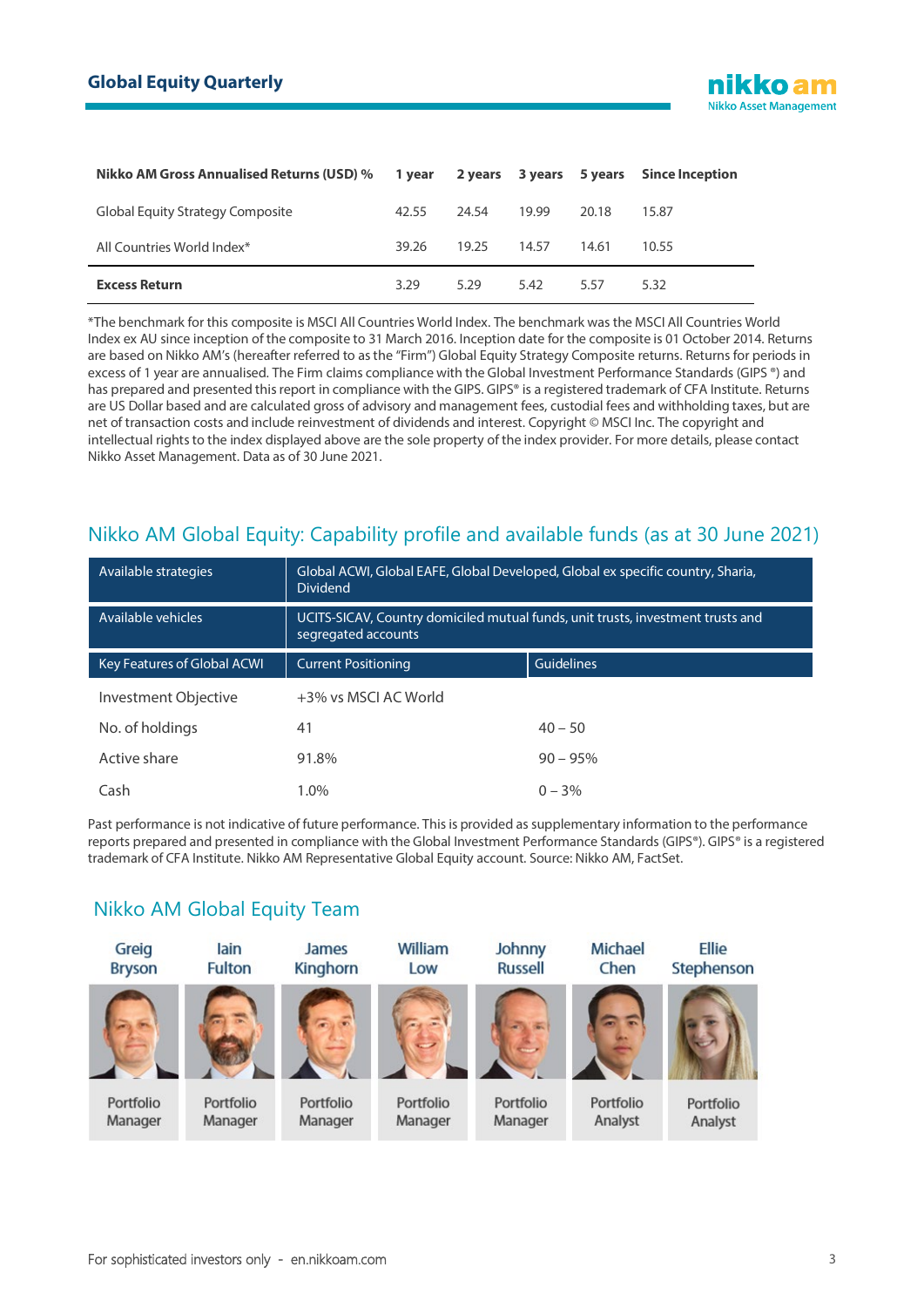| Nikko AM Gross Annualised Returns (USD) % | 1 year | 2 years | 3 years | 5 years | Since Inception |
|---|---|---|---|---|---|
| Global Equity Strategy Composite | 42.55 | 24.54 | 19.99 | 20.18 | 15.87 |
| All Countries World Index* | 39.26 | 19.25 | 14.57 | 14.61 | 10.55 |
| **Excess Return** | 3.29 | 5.29 | 5.42 | 5.57 | 5.32 |

*The benchmark for this composite is MSCI All Countries World Index. The benchmark was the MSCI All Countries World Index ex AU since inception of the composite to 31 March 2016. Inception date for the composite is 01 October 2014. Returns are based on Nikko AM's (hereafter referred to as the "Firm") Global Equity Strategy Composite returns. Returns for periods in excess of 1 year are annualised. The Firm claims compliance with the Global Investment Performance Standards (GIPS ®) and has prepared and presented this report in compliance with the GIPS. GIPS® is a registered trademark of CFA Institute. Returns are US Dollar based and are calculated gross of advisory and management fees, custodial fees and withholding taxes, but are net of transaction costs and include reinvestment of dividends and interest. Copyright © MSCI Inc. The copyright and intellectual rights to the index displayed above are the sole property of the index provider. For more details, please contact Nikko Asset Management. Data as of 30 June 2021.

## Nikko AM Global Equity: Capability profile and available funds (as at 30 June 2021)

| Available strategies | Global ACWI, Global EAFE, Global Developed, Global ex specific country, Sharia, Dividend | |
|---|---|---|
| Available vehicles | UCITS-SICAV, Country domiciled mutual funds, unit trusts, investment trusts and segregated accounts | |
| **Key Features of Global ACWI** | **Current Positioning** | **Guidelines** |
| Investment Objective | +3% vs MSCI AC World | |
| No. of holdings | 41 | 40 – 50 |
| Active share | 91.8% | 90 – 95% |
| Cash | 1.0% | 0 – 3% |

Past performance is not indicative of future performance. This is provided as supplementary information to the performance reports prepared and presented in compliance with the Global Investment Performance Standards (GIPS®). GIPS® is a registered trademark of CFA Institute. Nikko AM Representative Global Equity account. Source: Nikko AM, FactSet.

## Nikko AM Global Equity Team

| Greig Bryson | Iain Fulton | James Kinghorn | William Low | Johnny Russell | Michael Chen | Ellie Stephenson |
|---|---|---|---|---|---|---|
| Portfolio Manager | Portfolio Manager | Portfolio Manager | Portfolio Manager | Portfolio Manager | Portfolio Analyst | Portfolio Analyst |

For sophisticated investors only - en.nikkoam.com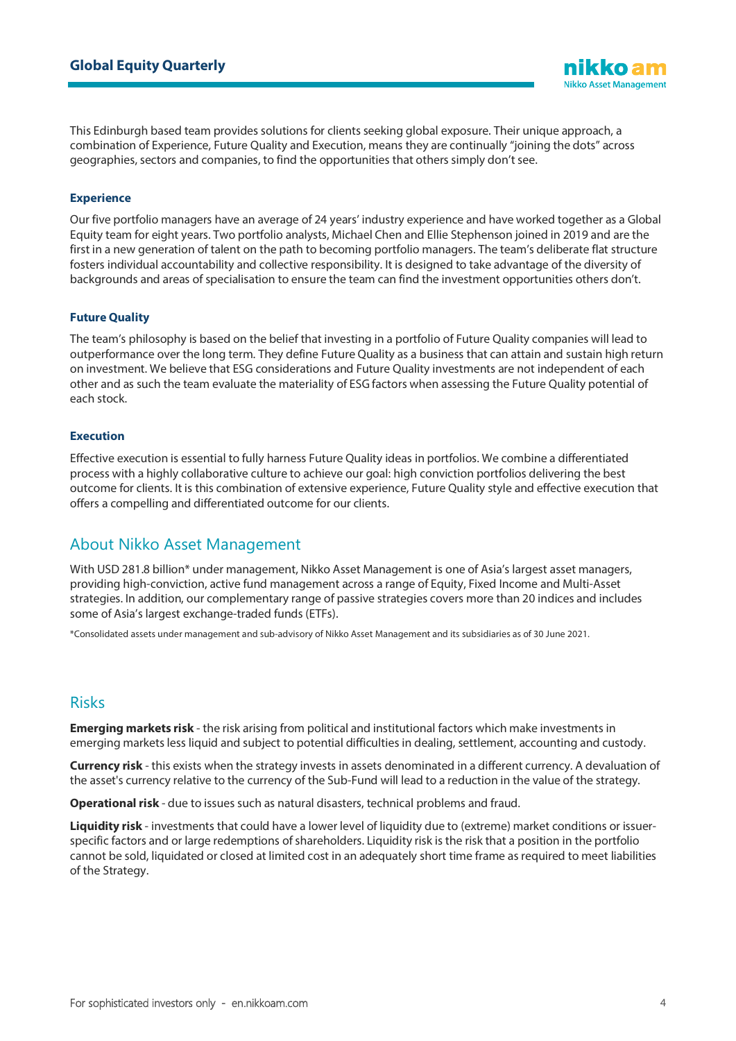This Edinburgh based team provides solutions for clients seeking global exposure. Their unique approach, a combination of Experience, Future Quality and Execution, means they are continually "joining the dots" across geographies, sectors and companies, to find the opportunities that others simply don't see.

### Experience

Our five portfolio managers have an average of 24 years' industry experience and have worked together as a Global Equity team for eight years. Two portfolio analysts, Michael Chen and Ellie Stephenson joined in 2019 and are the first in a new generation of talent on the path to becoming portfolio managers. The team's deliberate flat structure fosters individual accountability and collective responsibility. It is designed to take advantage of the diversity of backgrounds and areas of specialisation to ensure the team can find the investment opportunities others don't.

### Future Quality

The team's philosophy is based on the belief that investing in a portfolio of Future Quality companies will lead to outperformance over the long term. They define Future Quality as a business that can attain and sustain high return on investment. We believe that ESG considerations and Future Quality investments are not independent of each other and as such the team evaluate the materiality of ESG factors when assessing the Future Quality potential of each stock.

### Execution

Effective execution is essential to fully harness Future Quality ideas in portfolios. We combine a differentiated process with a highly collaborative culture to achieve our goal: high conviction portfolios delivering the best outcome for clients. It is this combination of extensive experience, Future Quality style and effective execution that offers a compelling and differentiated outcome for our clients.

## About Nikko Asset Management

With USD 281.8 billion* under management, Nikko Asset Management is one of Asia's largest asset managers, providing high-conviction, active fund management across a range of Equity, Fixed Income and Multi-Asset strategies. In addition, our complementary range of passive strategies covers more than 20 indices and includes some of Asia's largest exchange-traded funds (ETFs).

*Consolidated assets under management and sub-advisory of Nikko Asset Management and its subsidiaries as of 30 June 2021.

## Risks

**Emerging markets risk** - the risk arising from political and institutional factors which make investments in emerging markets less liquid and subject to potential difficulties in dealing, settlement, accounting and custody.

**Currency risk** - this exists when the strategy invests in assets denominated in a different currency. A devaluation of the asset's currency relative to the currency of the Sub-Fund will lead to a reduction in the value of the strategy.

**Operational risk** - due to issues such as natural disasters, technical problems and fraud.

**Liquidity risk** - investments that could have a lower level of liquidity due to (extreme) market conditions or issuer-specific factors and or large redemptions of shareholders. Liquidity risk is the risk that a position in the portfolio cannot be sold, liquidated or closed at limited cost in an adequately short time frame as required to meet liabilities of the Strategy.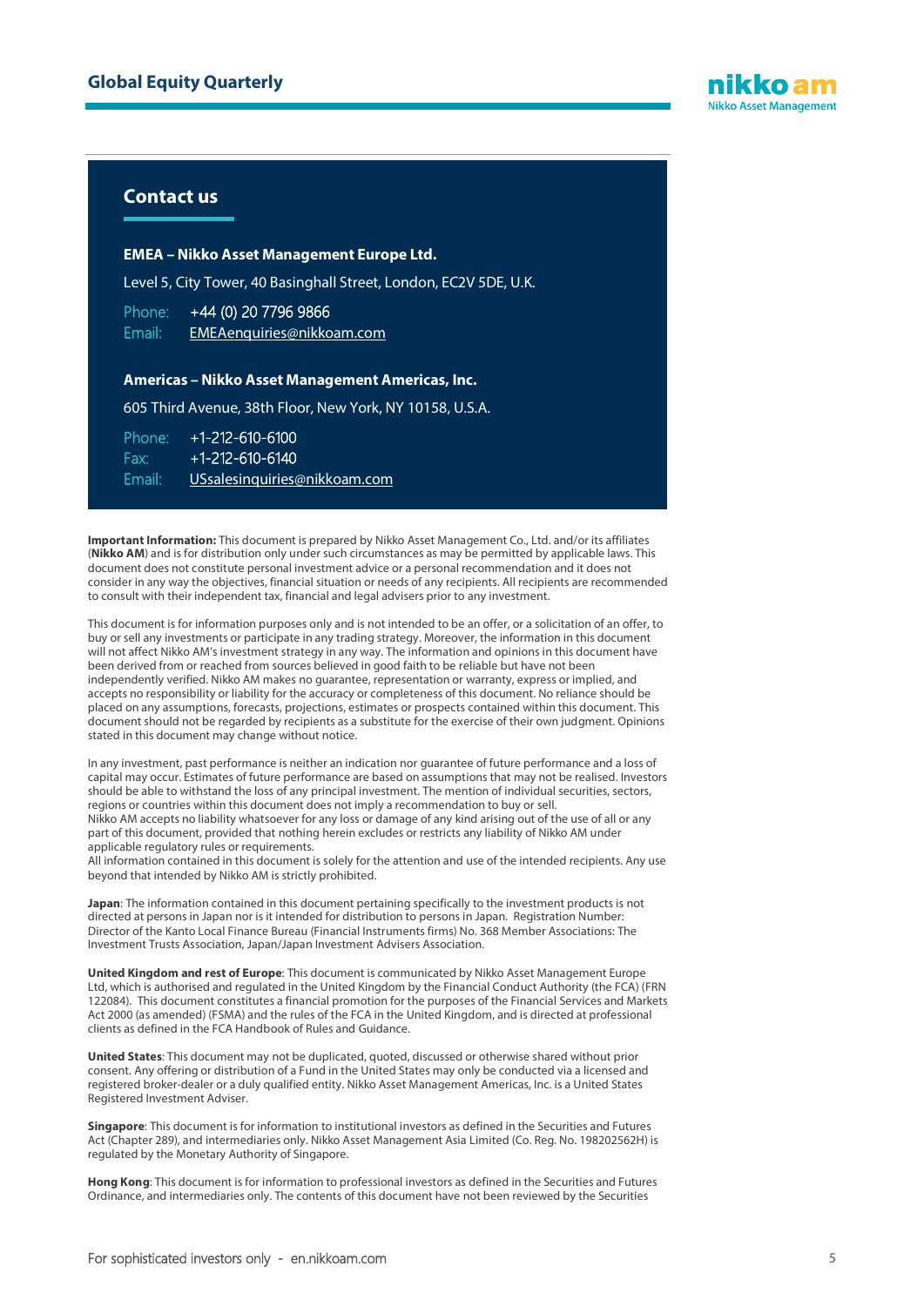## Contact us

**EMEA – Nikko Asset Management Europe Ltd.**

Level 5, City Tower, 40 Basinghall Street, London, EC2V 5DE, U.K.

Phone: +44 (0) 20 7796 9866
Email: EMEAenquiries@nikkoam.com

**Americas – Nikko Asset Management Americas, Inc.**

605 Third Avenue, 38th Floor, New York, NY 10158, U.S.A.

Phone: +1-212-610-6100
Fax: +1-212-610-6140
Email: USsalesinquiries@nikkoam.com

**Important Information:** This document is prepared by Nikko Asset Management Co., Ltd. and/or its affiliates (**Nikko AM**) and is for distribution only under such circumstances as may be permitted by applicable laws. This document does not constitute personal investment advice or a personal recommendation and it does not consider in any way the objectives, financial situation or needs of any recipients. All recipients are recommended to consult with their independent tax, financial and legal advisers prior to any investment.

This document is for information purposes only and is not intended to be an offer, or a solicitation of an offer, to buy or sell any investments or participate in any trading strategy. Moreover, the information in this document will not affect Nikko AM's investment strategy in any way. The information and opinions in this document have been derived from or reached from sources believed in good faith to be reliable but have not been independently verified. Nikko AM makes no guarantee, representation or warranty, express or implied, and accepts no responsibility or liability for the accuracy or completeness of this document. No reliance should be placed on any assumptions, forecasts, projections, estimates or prospects contained within this document. This document should not be regarded by recipients as a substitute for the exercise of their own judgment. Opinions stated in this document may change without notice.

In any investment, past performance is neither an indication nor guarantee of future performance and a loss of capital may occur. Estimates of future performance are based on assumptions that may not be realised. Investors should be able to withstand the loss of any principal investment. The mention of individual securities, sectors, regions or countries within this document does not imply a recommendation to buy or sell.
Nikko AM accepts no liability whatsoever for any loss or damage of any kind arising out of the use of all or any part of this document, provided that nothing herein excludes or restricts any liability of Nikko AM under applicable regulatory rules or requirements.
All information contained in this document is solely for the attention and use of the intended recipients. Any use beyond that intended by Nikko AM is strictly prohibited.

**Japan**: The information contained in this document pertaining specifically to the investment products is not directed at persons in Japan nor is it intended for distribution to persons in Japan. Registration Number: Director of the Kanto Local Finance Bureau (Financial Instruments firms) No. 368 Member Associations: The Investment Trusts Association, Japan/Japan Investment Advisers Association.

**United Kingdom and rest of Europe**: This document is communicated by Nikko Asset Management Europe Ltd, which is authorised and regulated in the United Kingdom by the Financial Conduct Authority (the FCA) (FRN 122084). This document constitutes a financial promotion for the purposes of the Financial Services and Markets Act 2000 (as amended) (FSMA) and the rules of the FCA in the United Kingdom, and is directed at professional clients as defined in the FCA Handbook of Rules and Guidance.

**United States**: This document may not be duplicated, quoted, discussed or otherwise shared without prior consent. Any offering or distribution of a Fund in the United States may only be conducted via a licensed and registered broker-dealer or a duly qualified entity. Nikko Asset Management Americas, Inc. is a United States Registered Investment Adviser.

**Singapore**: This document is for information to institutional investors as defined in the Securities and Futures Act (Chapter 289), and intermediaries only. Nikko Asset Management Asia Limited (Co. Reg. No. 198202562H) is regulated by the Monetary Authority of Singapore.

**Hong Kong**: This document is for information to professional investors as defined in the Securities and Futures Ordinance, and intermediaries only. The contents of this document have not been reviewed by the Securities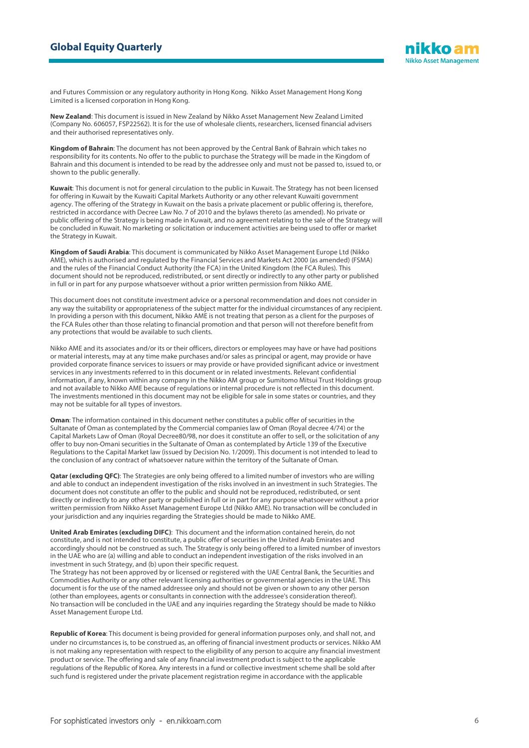and Futures Commission or any regulatory authority in Hong Kong. Nikko Asset Management Hong Kong Limited is a licensed corporation in Hong Kong.

**New Zealand**: This document is issued in New Zealand by Nikko Asset Management New Zealand Limited (Company No. 606057, FSP22562). It is for the use of wholesale clients, researchers, licensed financial advisers and their authorised representatives only.

**Kingdom of Bahrain**: The document has not been approved by the Central Bank of Bahrain which takes no responsibility for its contents. No offer to the public to purchase the Strategy will be made in the Kingdom of Bahrain and this document is intended to be read by the addressee only and must not be passed to, issued to, or shown to the public generally.

**Kuwait**: This document is not for general circulation to the public in Kuwait. The Strategy has not been licensed for offering in Kuwait by the Kuwaiti Capital Markets Authority or any other relevant Kuwaiti government agency. The offering of the Strategy in Kuwait on the basis a private placement or public offering is, therefore, restricted in accordance with Decree Law No. 7 of 2010 and the bylaws thereto (as amended). No private or public offering of the Strategy is being made in Kuwait, and no agreement relating to the sale of the Strategy will be concluded in Kuwait. No marketing or solicitation or inducement activities are being used to offer or market the Strategy in Kuwait.

**Kingdom of Saudi Arabia**: This document is communicated by Nikko Asset Management Europe Ltd (Nikko AME), which is authorised and regulated by the Financial Services and Markets Act 2000 (as amended) (FSMA) and the rules of the Financial Conduct Authority (the FCA) in the United Kingdom (the FCA Rules). This document should not be reproduced, redistributed, or sent directly or indirectly to any other party or published in full or in part for any purpose whatsoever without a prior written permission from Nikko AME.

This document does not constitute investment advice or a personal recommendation and does not consider in any way the suitability or appropriateness of the subject matter for the individual circumstances of any recipient. In providing a person with this document, Nikko AME is not treating that person as a client for the purposes of the FCA Rules other than those relating to financial promotion and that person will not therefore benefit from any protections that would be available to such clients.

Nikko AME and its associates and/or its or their officers, directors or employees may have or have had positions or material interests, may at any time make purchases and/or sales as principal or agent, may provide or have provided corporate finance services to issuers or may provide or have provided significant advice or investment services in any investments referred to in this document or in related investments. Relevant confidential information, if any, known within any company in the Nikko AM group or Sumitomo Mitsui Trust Holdings group and not available to Nikko AME because of regulations or internal procedure is not reflected in this document. The investments mentioned in this document may not be eligible for sale in some states or countries, and they may not be suitable for all types of investors.

**Oman**: The information contained in this document nether constitutes a public offer of securities in the Sultanate of Oman as contemplated by the Commercial companies law of Oman (Royal decree 4/74) or the Capital Markets Law of Oman (Royal Decree80/98, nor does it constitute an offer to sell, or the solicitation of any offer to buy non-Omani securities in the Sultanate of Oman as contemplated by Article 139 of the Executive Regulations to the Capital Market law (issued by Decision No. 1/2009). This document is not intended to lead to the conclusion of any contract of whatsoever nature within the territory of the Sultanate of Oman.

**Qatar (excluding QFC)**: The Strategies are only being offered to a limited number of investors who are willing and able to conduct an independent investigation of the risks involved in an investment in such Strategies. The document does not constitute an offer to the public and should not be reproduced, redistributed, or sent directly or indirectly to any other party or published in full or in part for any purpose whatsoever without a prior written permission from Nikko Asset Management Europe Ltd (Nikko AME). No transaction will be concluded in your jurisdiction and any inquiries regarding the Strategies should be made to Nikko AME.

**United Arab Emirates (excluding DIFC)**: This document and the information contained herein, do not constitute, and is not intended to constitute, a public offer of securities in the United Arab Emirates and accordingly should not be construed as such. The Strategy is only being offered to a limited number of investors in the UAE who are (a) willing and able to conduct an independent investigation of the risks involved in an investment in such Strategy, and (b) upon their specific request.
The Strategy has not been approved by or licensed or registered with the UAE Central Bank, the Securities and Commodities Authority or any other relevant licensing authorities or governmental agencies in the UAE. This document is for the use of the named addressee only and should not be given or shown to any other person (other than employees, agents or consultants in connection with the addressee's consideration thereof). No transaction will be concluded in the UAE and any inquiries regarding the Strategy should be made to Nikko Asset Management Europe Ltd.

**Republic of Korea**: This document is being provided for general information purposes only, and shall not, and under no circumstances is, to be construed as, an offering of financial investment products or services. Nikko AM is not making any representation with respect to the eligibility of any person to acquire any financial investment product or service. The offering and sale of any financial investment product is subject to the applicable regulations of the Republic of Korea. Any interests in a fund or collective investment scheme shall be sold after such fund is registered under the private placement registration regime in accordance with the applicable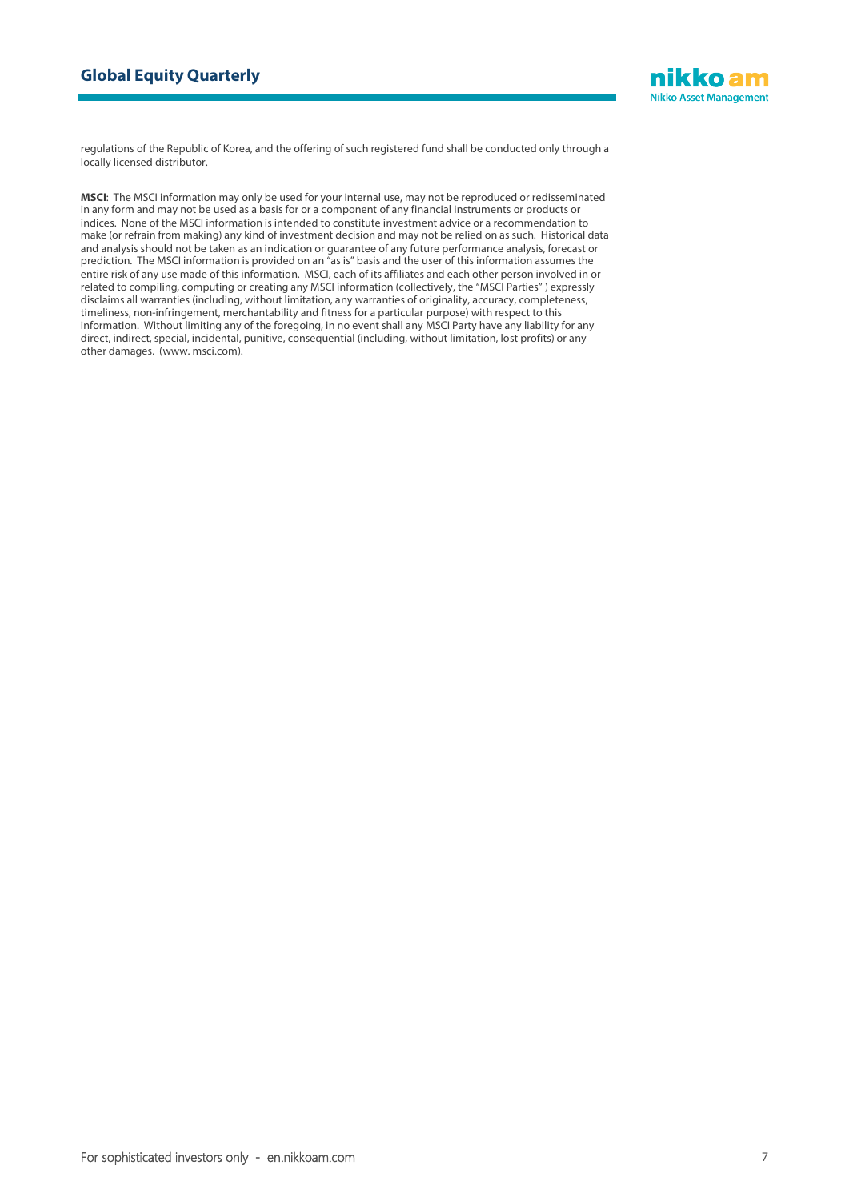regulations of the Republic of Korea, and the offering of such registered fund shall be conducted only through a locally licensed distributor.

**MSCI**: The MSCI information may only be used for your internal use, may not be reproduced or redisseminated in any form and may not be used as a basis for or a component of any financial instruments or products or indices. None of the MSCI information is intended to constitute investment advice or a recommendation to make (or refrain from making) any kind of investment decision and may not be relied on as such. Historical data and analysis should not be taken as an indication or guarantee of any future performance analysis, forecast or prediction. The MSCI information is provided on an "as is" basis and the user of this information assumes the entire risk of any use made of this information. MSCI, each of its affiliates and each other person involved in or related to compiling, computing or creating any MSCI information (collectively, the "MSCI Parties" ) expressly disclaims all warranties (including, without limitation, any warranties of originality, accuracy, completeness, timeliness, non-infringement, merchantability and fitness for a particular purpose) with respect to this information. Without limiting any of the foregoing, in no event shall any MSCI Party have any liability for any direct, indirect, special, incidental, punitive, consequential (including, without limitation, lost profits) or any other damages. (www. msci.com).